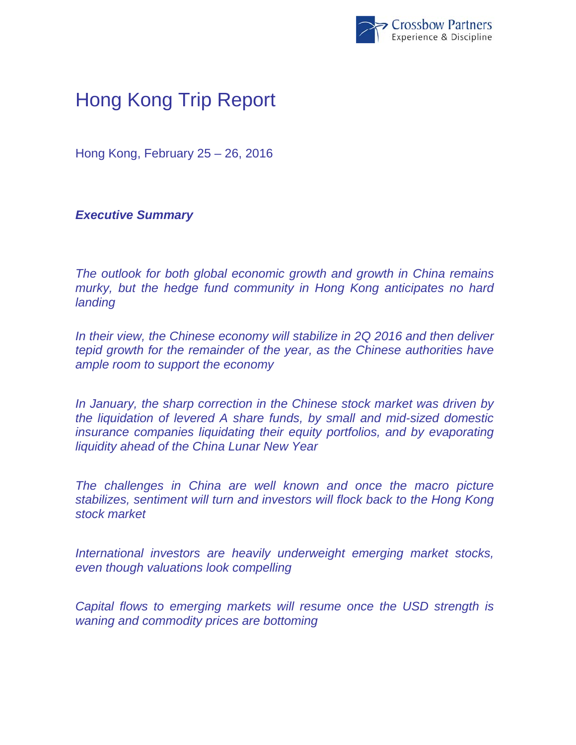# Hong Kong Trip Report

Hong Kong, February 25 – 26, 2016

***Executive Summary***

*The outlook for both global economic growth and growth in China remains murky, but the hedge fund community in Hong Kong anticipates no hard landing*

*In their view, the Chinese economy will stabilize in 2Q 2016 and then deliver tepid growth for the remainder of the year, as the Chinese authorities have ample room to support the economy*

*In January, the sharp correction in the Chinese stock market was driven by the liquidation of levered A share funds, by small and mid-sized domestic insurance companies liquidating their equity portfolios, and by evaporating liquidity ahead of the China Lunar New Year*

*The challenges in China are well known and once the macro picture stabilizes, sentiment will turn and investors will flock back to the Hong Kong stock market*

*International investors are heavily underweight emerging market stocks, even though valuations look compelling*

*Capital flows to emerging markets will resume once the USD strength is waning and commodity prices are bottoming*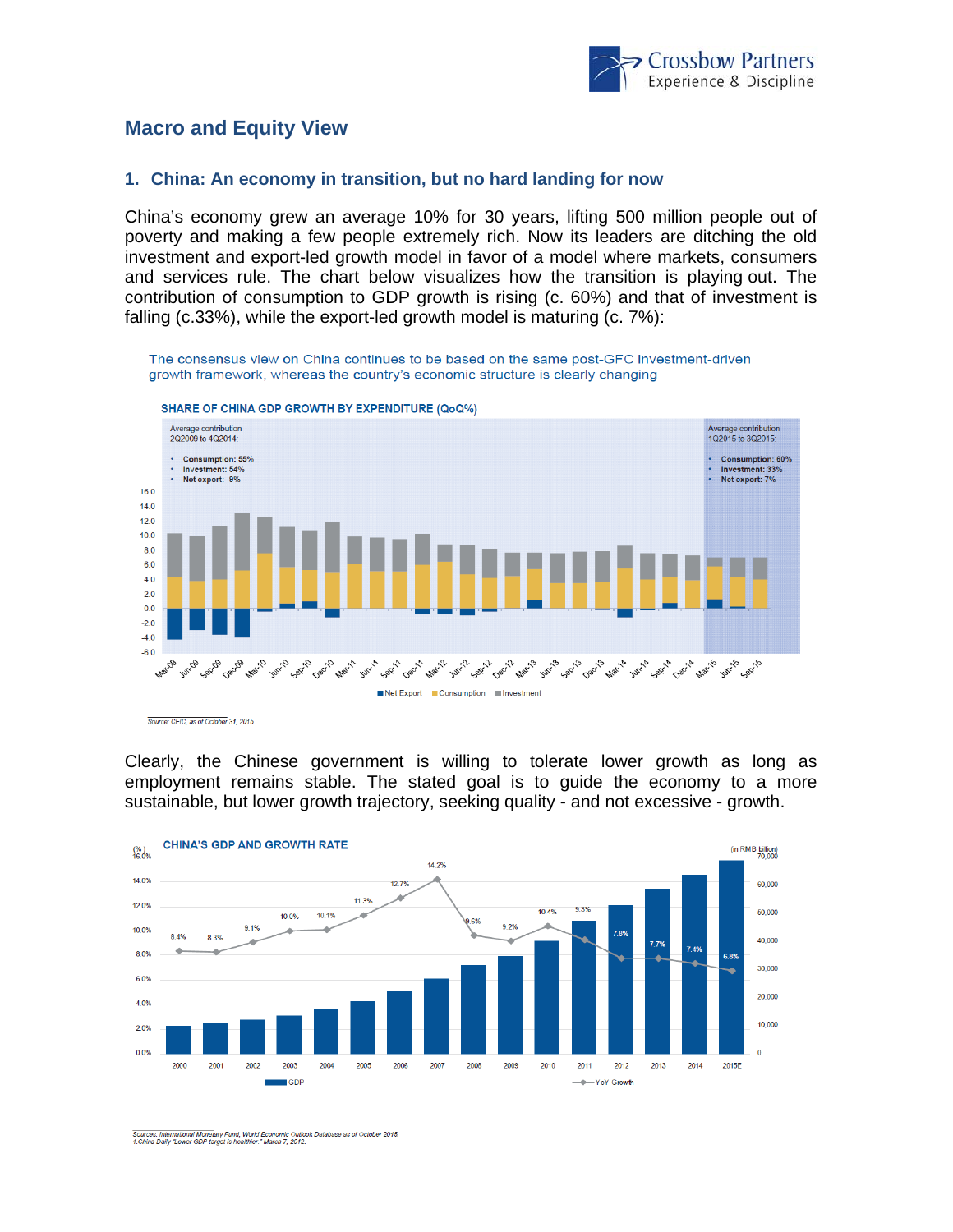## Macro and Equity View

### 1. China: An economy in transition, but no hard landing for now

China's economy grew an average 10% for 30 years, lifting 500 million people out of poverty and making a few people extremely rich. Now its leaders are ditching the old investment and export-led growth model in favor of a model where markets, consumers and services rule. The chart below visualizes how the transition is playing out. The contribution of consumption to GDP growth is rising (c. 60%) and that of investment is falling (c.33%), while the export-led growth model is maturing (c. 7%):

The consensus view on China continues to be based on the same post-GFC investment-driven growth framework, whereas the country's economic structure is clearly changing

**SHARE OF CHINA GDP GROWTH BY EXPENDITURE (QoQ%)**

Average contribution 2Q2009 to 4Q2014:
- Consumption: 55%
- Investment: 54%
- Net export: -9%

Average contribution 1Q2015 to 3Q2015:
- Consumption: 60%
- Investment: 33%
- Net export: 7%

Net Export | Consumption | Investment

Source: CEIC, as of October 31, 2015.

Clearly, the Chinese government is willing to tolerate lower growth as long as employment remains stable. The stated goal is to guide the economy to a more sustainable, but lower growth trajectory, seeking quality - and not excessive - growth.

**CHINA'S GDP AND GROWTH RATE**

| Year | 2000 | 2001 | 2002 | 2003 | 2004 | 2005 | 2006 | 2007 | 2008 | 2009 | 2010 | 2011 | 2012 | 2013 | 2014 | 2015E |
|---|---|---|---|---|---|---|---|---|---|---|---|---|---|---|---|---|
| YoY Growth | 8.4% | 8.3% | 9.1% | 10.0% | 10.1% | 11.3% | 12.7% | 14.2% | 9.6% | 9.2% | 10.4% | 9.3% | 7.8% | 7.7% | 7.4% | 6.8% |

GDP (in RMB billion) | YoY Growth (%)

Sources: International Monetary Fund, World Economic Outlook Database as of October 2015.
1.China Daily "Lower GDP target is healthier." March 7, 2012.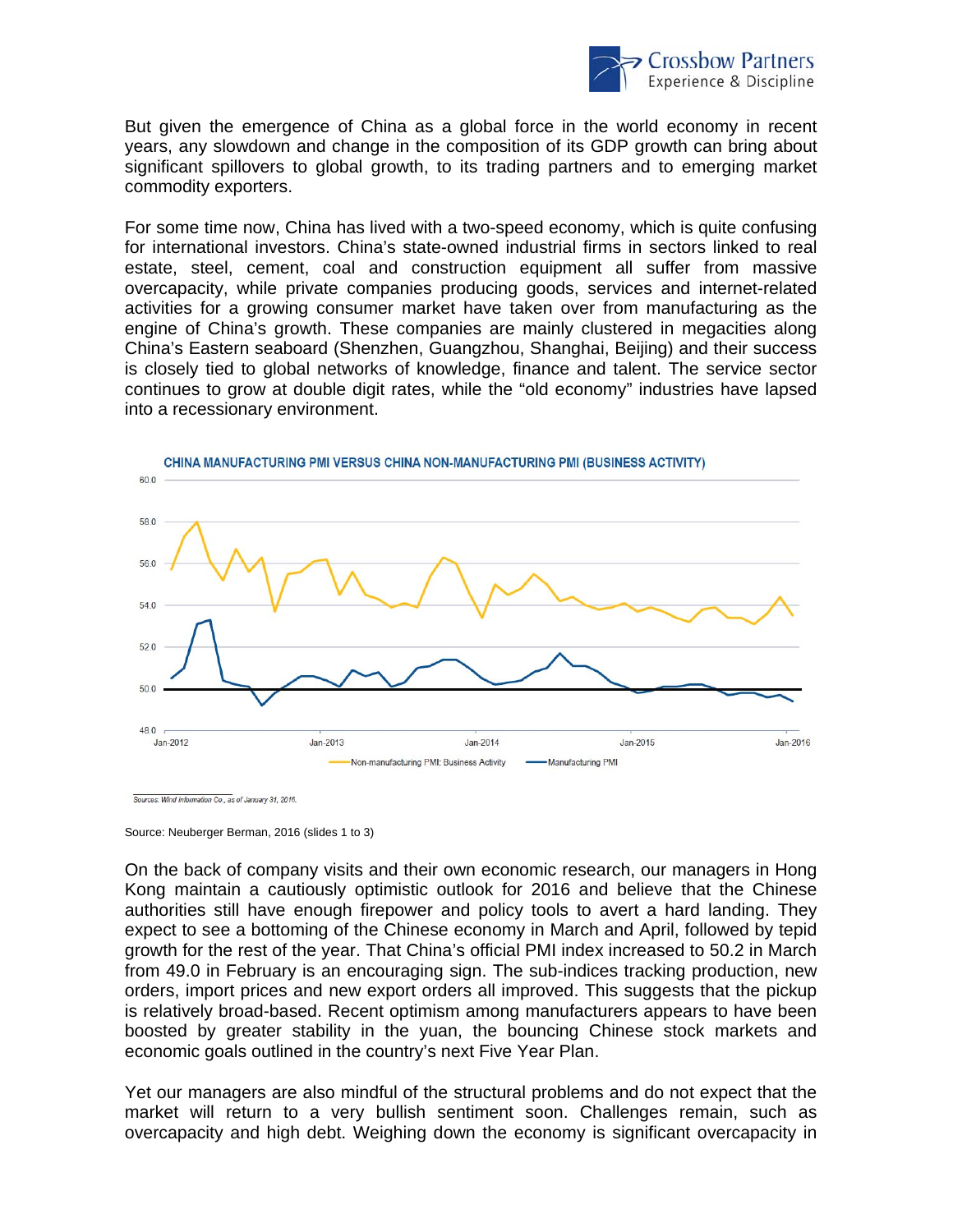But given the emergence of China as a global force in the world economy in recent years, any slowdown and change in the composition of its GDP growth can bring about significant spillovers to global growth, to its trading partners and to emerging market commodity exporters.

For some time now, China has lived with a two-speed economy, which is quite confusing for international investors. China's state-owned industrial firms in sectors linked to real estate, steel, cement, coal and construction equipment all suffer from massive overcapacity, while private companies producing goods, services and internet-related activities for a growing consumer market have taken over from manufacturing as the engine of China's growth. These companies are mainly clustered in megacities along China's Eastern seaboard (Shenzhen, Guangzhou, Shanghai, Beijing) and their success is closely tied to global networks of knowledge, finance and talent. The service sector continues to grow at double digit rates, while the "old economy" industries have lapsed into a recessionary environment.

**CHINA MANUFACTURING PMI VERSUS CHINA NON-MANUFACTURING PMI (BUSINESS ACTIVITY)**

*Sources: Wind Information Co., as of January 31, 2016.*

Source: Neuberger Berman, 2016 (slides 1 to 3)

On the back of company visits and their own economic research, our managers in Hong Kong maintain a cautiously optimistic outlook for 2016 and believe that the Chinese authorities still have enough firepower and policy tools to avert a hard landing. They expect to see a bottoming of the Chinese economy in March and April, followed by tepid growth for the rest of the year. That China's official PMI index increased to 50.2 in March from 49.0 in February is an encouraging sign. The sub-indices tracking production, new orders, import prices and new export orders all improved. This suggests that the pickup is relatively broad-based. Recent optimism among manufacturers appears to have been boosted by greater stability in the yuan, the bouncing Chinese stock markets and economic goals outlined in the country's next Five Year Plan.

Yet our managers are also mindful of the structural problems and do not expect that the market will return to a very bullish sentiment soon. Challenges remain, such as overcapacity and high debt. Weighing down the economy is significant overcapacity in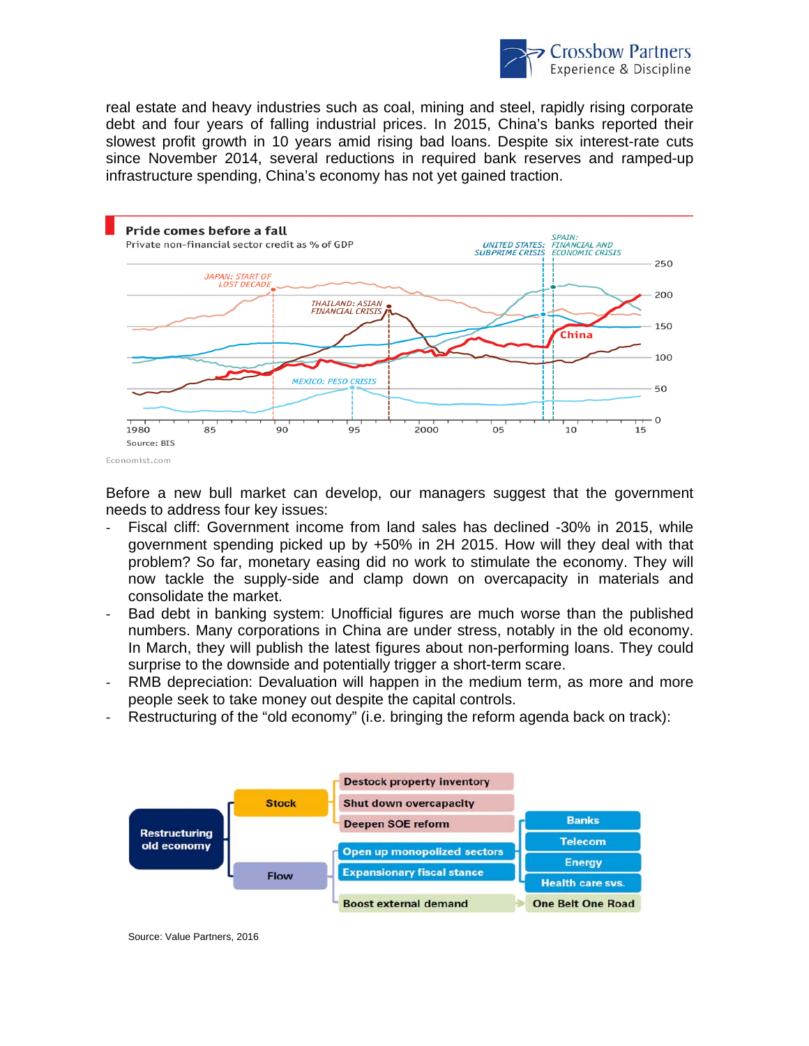real estate and heavy industries such as coal, mining and steel, rapidly rising corporate debt and four years of falling industrial prices. In 2015, China's banks reported their slowest profit growth in 10 years amid rising bad loans. Despite six interest-rate cuts since November 2014, several reductions in required bank reserves and ramped-up infrastructure spending, China's economy has not yet gained traction.

**Pride comes before a fall**

Private non-financial sector credit as % of GDP

Source: BIS

Economist.com

Before a new bull market can develop, our managers suggest that the government needs to address four key issues:

- Fiscal cliff: Government income from land sales has declined -30% in 2015, while government spending picked up by +50% in 2H 2015. How will they deal with that problem? So far, monetary easing did no work to stimulate the economy. They will now tackle the supply-side and clamp down on overcapacity in materials and consolidate the market.
- Bad debt in banking system: Unofficial figures are much worse than the published numbers. Many corporations in China are under stress, notably in the old economy. In March, they will publish the latest figures about non-performing loans. They could surprise to the downside and potentially trigger a short-term scare.
- RMB depreciation: Devaluation will happen in the medium term, as more and more people seek to take money out despite the capital controls.
- Restructuring of the "old economy" (i.e. bringing the reform agenda back on track):

Source: Value Partners, 2016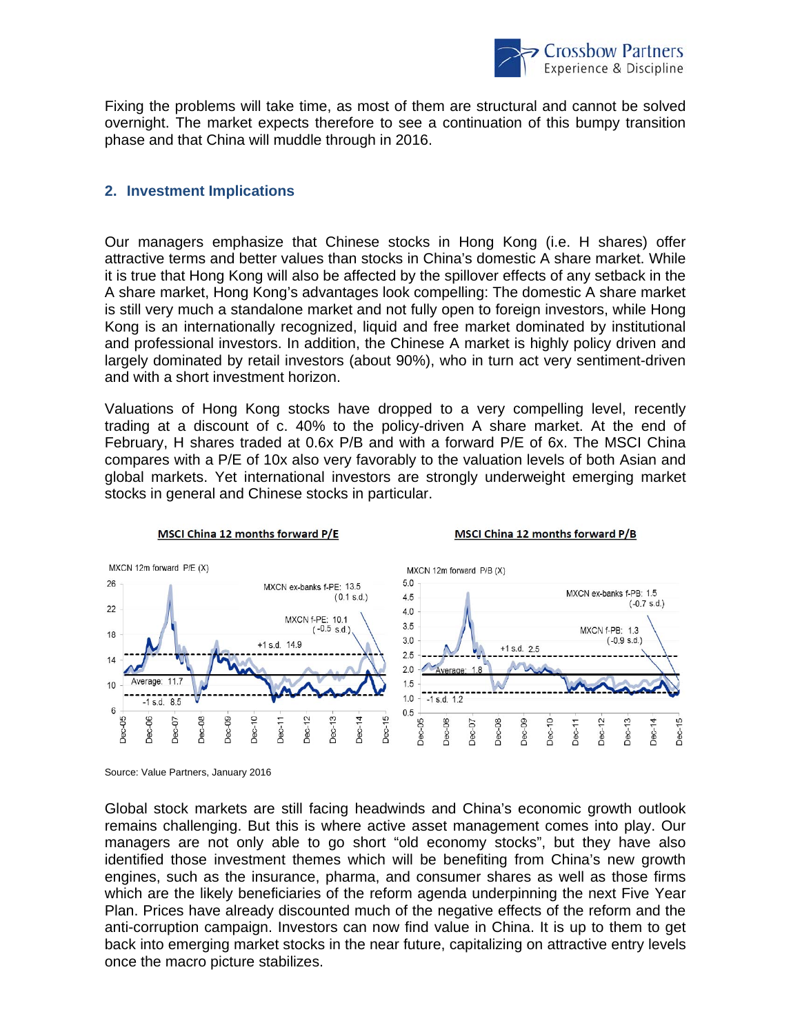Fixing the problems will take time, as most of them are structural and cannot be solved overnight. The market expects therefore to see a continuation of this bumpy transition phase and that China will muddle through in 2016.

## 2. Investment Implications

Our managers emphasize that Chinese stocks in Hong Kong (i.e. H shares) offer attractive terms and better values than stocks in China's domestic A share market. While it is true that Hong Kong will also be affected by the spillover effects of any setback in the A share market, Hong Kong's advantages look compelling: The domestic A share market is still very much a standalone market and not fully open to foreign investors, while Hong Kong is an internationally recognized, liquid and free market dominated by institutional and professional investors. In addition, the Chinese A market is highly policy driven and largely dominated by retail investors (about 90%), who in turn act very sentiment-driven and with a short investment horizon.

Valuations of Hong Kong stocks have dropped to a very compelling level, recently trading at a discount of c. 40% to the policy-driven A share market. At the end of February, H shares traded at 0.6x P/B and with a forward P/E of 6x. The MSCI China compares with a P/E of 10x also very favorably to the valuation levels of both Asian and global markets. Yet international investors are strongly underweight emerging market stocks in general and Chinese stocks in particular.

**MSCI China 12 months forward P/E**

MXCN 12m forward P/E (X)

MXCN ex-banks f-PE: 13.5 (0.1 s.d.)

MXCN f-PE: 10.1 (-0.5 s.d.)

+1 s.d. 14.9

Average: 11.7

-1 s.d. 8.5

Dec-05, Dec-06, Dec-07, Dec-08, Dec-09, Dec-10, Dec-11, Dec-12, Dec-13, Dec-14, Dec-15

**MSCI China 12 months forward P/B**

MXCN 12m forward P/B (X)

MXCN ex-banks f-PB: 1.5 (-0.7 s.d.)

MXCN f-PB: 1.3 (-0.9 s.d.)

+1 s.d. 2.5

Average: 1.8

-1 s.d. 1.2

Dec-05, Dec-06, Dec-07, Dec-08, Dec-09, Dec-10, Dec-11, Dec-12, Dec-13, Dec-14, Dec-15

Source: Value Partners, January 2016

Global stock markets are still facing headwinds and China's economic growth outlook remains challenging. But this is where active asset management comes into play. Our managers are not only able to go short "old economy stocks", but they have also identified those investment themes which will be benefiting from China's new growth engines, such as the insurance, pharma, and consumer shares as well as those firms which are the likely beneficiaries of the reform agenda underpinning the next Five Year Plan. Prices have already discounted much of the negative effects of the reform and the anti-corruption campaign. Investors can now find value in China. It is up to them to get back into emerging market stocks in the near future, capitalizing on attractive entry levels once the macro picture stabilizes.